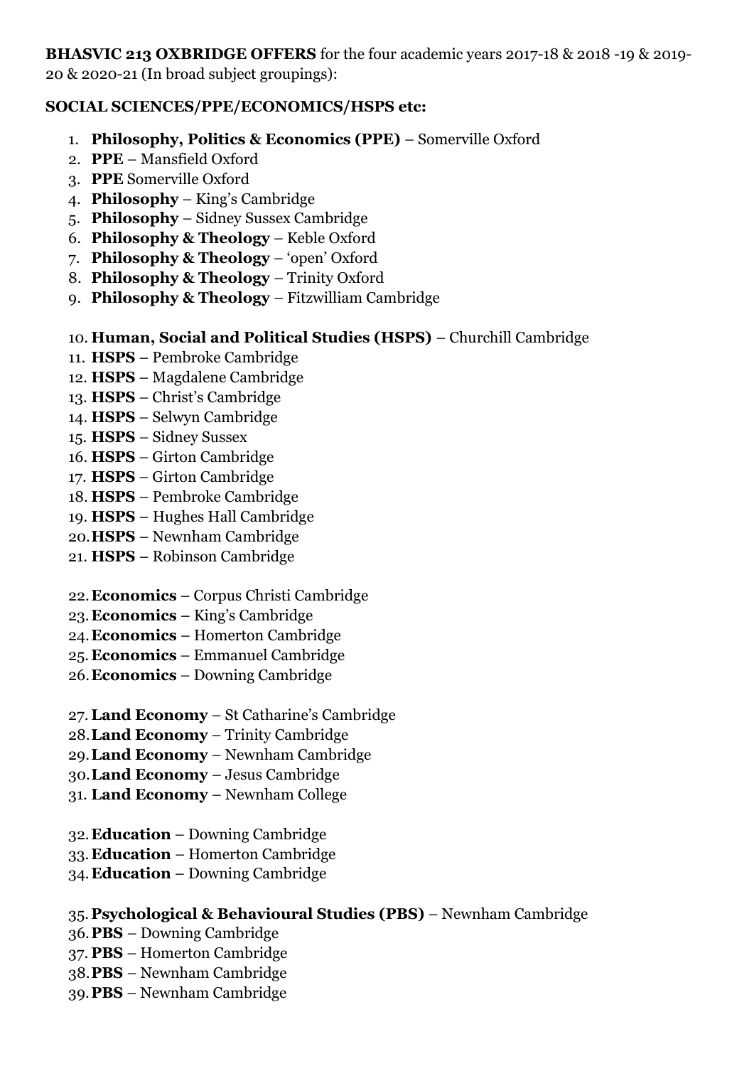**BHASVIC 213 OXBRIDGE OFFERS** for the four academic years 2017-18 & 2018 -19 & 2019-20 & 2020-21 (In broad subject groupings):

**SOCIAL SCIENCES/PPE/ECONOMICS/HSPS etc:**

1. **Philosophy, Politics & Economics (PPE)** – Somerville Oxford
2. **PPE** – Mansfield Oxford
3. **PPE** Somerville Oxford
4. **Philosophy** – King's Cambridge
5. **Philosophy** – Sidney Sussex Cambridge
6. **Philosophy & Theology** – Keble Oxford
7. **Philosophy & Theology** – 'open' Oxford
8. **Philosophy & Theology** – Trinity Oxford
9. **Philosophy & Theology** – Fitzwilliam Cambridge

10. **Human, Social and Political Studies (HSPS)** – Churchill Cambridge
11. **HSPS** – Pembroke Cambridge
12. **HSPS** – Magdalene Cambridge
13. **HSPS** – Christ's Cambridge
14. **HSPS** – Selwyn Cambridge
15. **HSPS** – Sidney Sussex
16. **HSPS** – Girton Cambridge
17. **HSPS** – Girton Cambridge
18. **HSPS** – Pembroke Cambridge
19. **HSPS** – Hughes Hall Cambridge
20. **HSPS** – Newnham Cambridge
21. **HSPS** – Robinson Cambridge

22. **Economics** – Corpus Christi Cambridge
23. **Economics** – King's Cambridge
24. **Economics** – Homerton Cambridge
25. **Economics** – Emmanuel Cambridge
26. **Economics** – Downing Cambridge

27. **Land Economy** – St Catharine's Cambridge
28. **Land Economy** – Trinity Cambridge
29. **Land Economy** – Newnham Cambridge
30. **Land Economy** – Jesus Cambridge
31. **Land Economy** – Newnham College

32. **Education** – Downing Cambridge
33. **Education** – Homerton Cambridge
34. **Education** – Downing Cambridge

35. **Psychological & Behavioural Studies (PBS)** – Newnham Cambridge
36. **PBS** – Downing Cambridge
37. **PBS** – Homerton Cambridge
38. **PBS** – Newnham Cambridge
39. **PBS** – Newnham Cambridge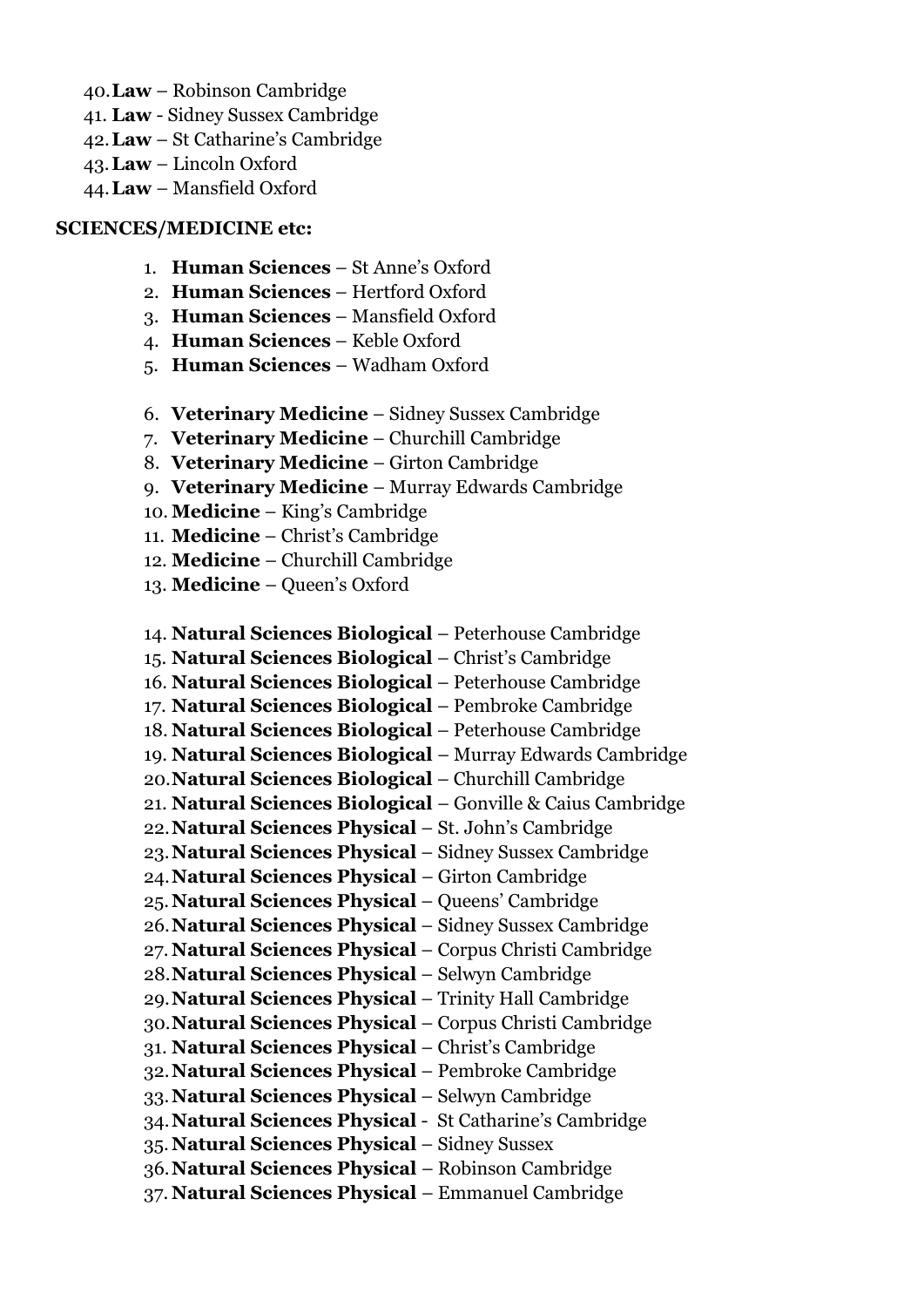40. **Law** – Robinson Cambridge
41. **Law** - Sidney Sussex Cambridge
42. **Law** – St Catharine's Cambridge
43. **Law** – Lincoln Oxford
44. **Law** – Mansfield Oxford

**SCIENCES/MEDICINE etc:**

1. **Human Sciences** – St Anne's Oxford
2. **Human Sciences** – Hertford Oxford
3. **Human Sciences** – Mansfield Oxford
4. **Human Sciences** – Keble Oxford
5. **Human Sciences** – Wadham Oxford

6. **Veterinary Medicine** – Sidney Sussex Cambridge
7. **Veterinary Medicine** – Churchill Cambridge
8. **Veterinary Medicine** – Girton Cambridge
9. **Veterinary Medicine** – Murray Edwards Cambridge
10. **Medicine** – King's Cambridge
11. **Medicine** – Christ's Cambridge
12. **Medicine** – Churchill Cambridge
13. **Medicine** – Queen's Oxford

14. **Natural Sciences Biological** – Peterhouse Cambridge
15. **Natural Sciences Biological** – Christ's Cambridge
16. **Natural Sciences Biological** – Peterhouse Cambridge
17. **Natural Sciences Biological** – Pembroke Cambridge
18. **Natural Sciences Biological** – Peterhouse Cambridge
19. **Natural Sciences Biological** – Murray Edwards Cambridge
20. **Natural Sciences Biological** – Churchill Cambridge
21. **Natural Sciences Biological** – Gonville & Caius Cambridge
22. **Natural Sciences Physical** – St. John's Cambridge
23. **Natural Sciences Physical** – Sidney Sussex Cambridge
24. **Natural Sciences Physical** – Girton Cambridge
25. **Natural Sciences Physical** – Queens' Cambridge
26. **Natural Sciences Physical** – Sidney Sussex Cambridge
27. **Natural Sciences Physical** – Corpus Christi Cambridge
28. **Natural Sciences Physical** – Selwyn Cambridge
29. **Natural Sciences Physical** – Trinity Hall Cambridge
30. **Natural Sciences Physical** – Corpus Christi Cambridge
31. **Natural Sciences Physical** – Christ's Cambridge
32. **Natural Sciences Physical** – Pembroke Cambridge
33. **Natural Sciences Physical** – Selwyn Cambridge
34. **Natural Sciences Physical** - St Catharine's Cambridge
35. **Natural Sciences Physical** – Sidney Sussex
36. **Natural Sciences Physical** – Robinson Cambridge
37. **Natural Sciences Physical** – Emmanuel Cambridge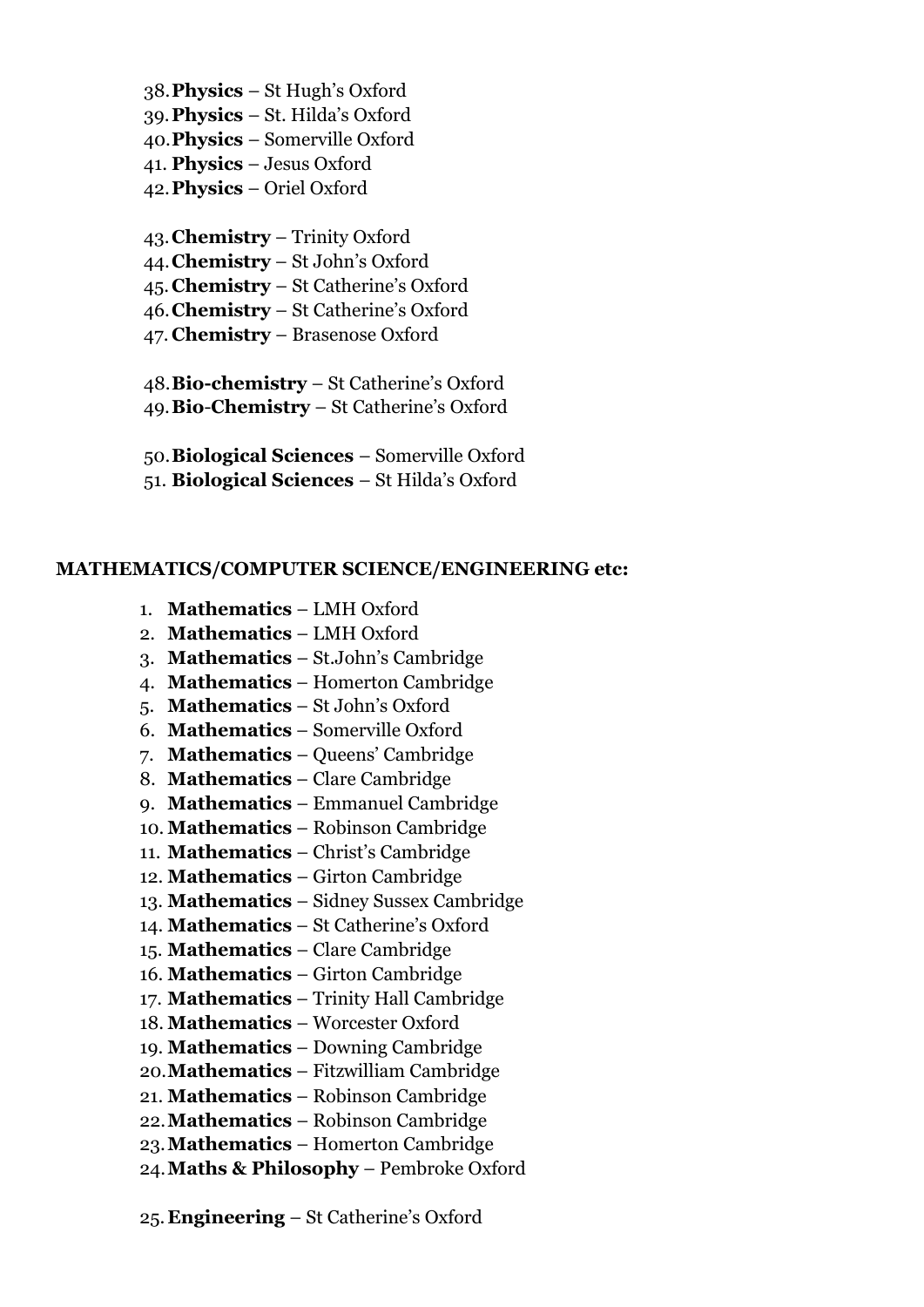38. **Physics** – St Hugh's Oxford
39. **Physics** – St. Hilda's Oxford
40. **Physics** – Somerville Oxford
41. **Physics** – Jesus Oxford
42. **Physics** – Oriel Oxford

43. **Chemistry** – Trinity Oxford
44. **Chemistry** – St John's Oxford
45. **Chemistry** – St Catherine's Oxford
46. **Chemistry** – St Catherine's Oxford
47. **Chemistry** – Brasenose Oxford

48. **Bio-chemistry** – St Catherine's Oxford
49. **Bio-Chemistry** – St Catherine's Oxford

50. **Biological Sciences** – Somerville Oxford
51. **Biological Sciences** – St Hilda's Oxford

**MATHEMATICS/COMPUTER SCIENCE/ENGINEERING etc:**

1. **Mathematics** – LMH Oxford
2. **Mathematics** – LMH Oxford
3. **Mathematics** – St.John's Cambridge
4. **Mathematics** – Homerton Cambridge
5. **Mathematics** – St John's Oxford
6. **Mathematics** – Somerville Oxford
7. **Mathematics** – Queens' Cambridge
8. **Mathematics** – Clare Cambridge
9. **Mathematics** – Emmanuel Cambridge
10. **Mathematics** – Robinson Cambridge
11. **Mathematics** – Christ's Cambridge
12. **Mathematics** – Girton Cambridge
13. **Mathematics** – Sidney Sussex Cambridge
14. **Mathematics** – St Catherine's Oxford
15. **Mathematics** – Clare Cambridge
16. **Mathematics** – Girton Cambridge
17. **Mathematics** – Trinity Hall Cambridge
18. **Mathematics** – Worcester Oxford
19. **Mathematics** – Downing Cambridge
20. **Mathematics** – Fitzwilliam Cambridge
21. **Mathematics** – Robinson Cambridge
22. **Mathematics** – Robinson Cambridge
23. **Mathematics** – Homerton Cambridge
24. **Maths & Philosophy** – Pembroke Oxford

25. **Engineering** – St Catherine's Oxford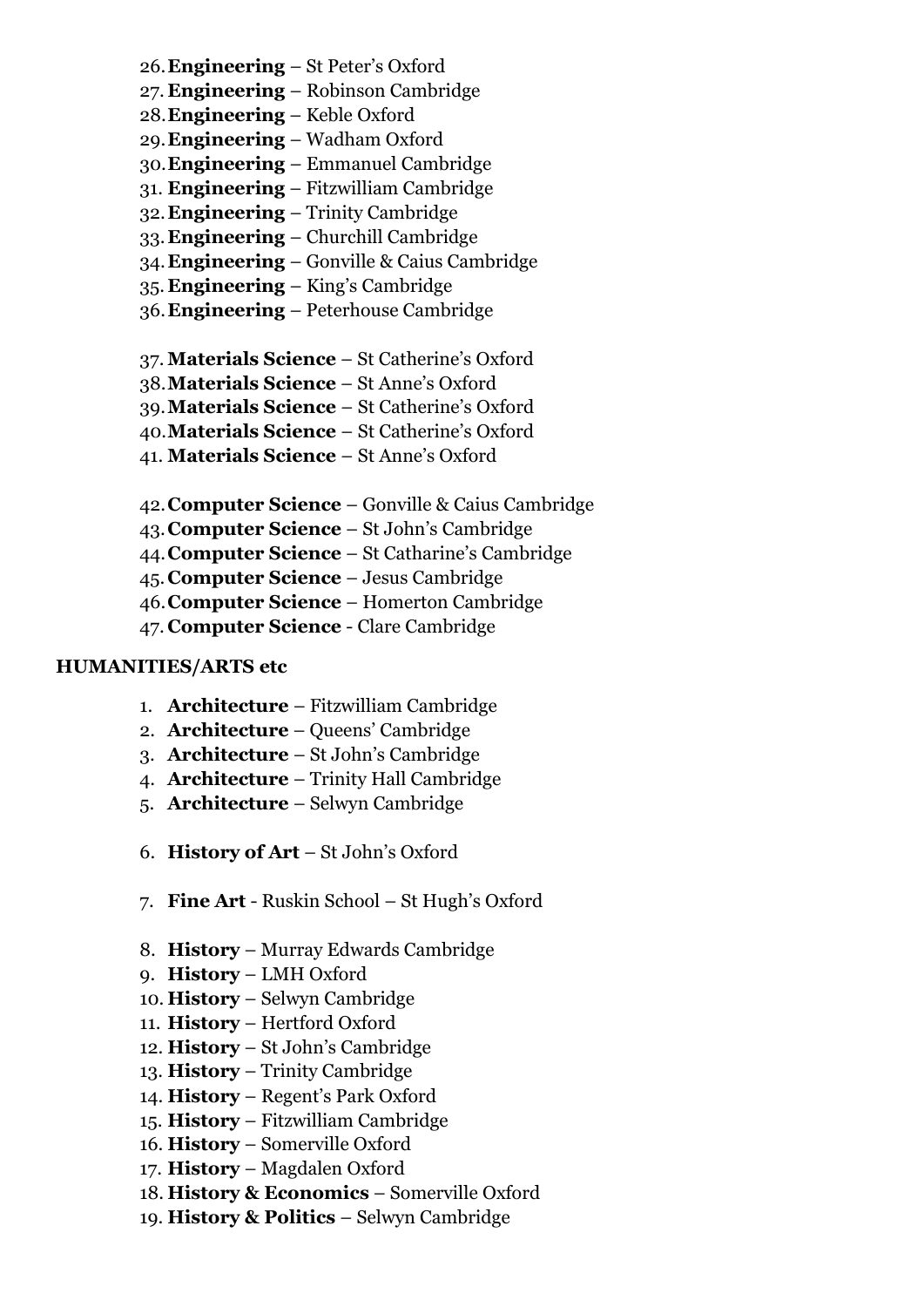26. **Engineering** – St Peter's Oxford
27. **Engineering** – Robinson Cambridge
28. **Engineering** – Keble Oxford
29. **Engineering** – Wadham Oxford
30. **Engineering** – Emmanuel Cambridge
31. **Engineering** – Fitzwilliam Cambridge
32. **Engineering** – Trinity Cambridge
33. **Engineering** – Churchill Cambridge
34. **Engineering** – Gonville & Caius Cambridge
35. **Engineering** – King's Cambridge
36. **Engineering** – Peterhouse Cambridge

37. **Materials Science** – St Catherine's Oxford
38. **Materials Science** – St Anne's Oxford
39. **Materials Science** – St Catherine's Oxford
40. **Materials Science** – St Catherine's Oxford
41. **Materials Science** – St Anne's Oxford

42. **Computer Science** – Gonville & Caius Cambridge
43. **Computer Science** – St John's Cambridge
44. **Computer Science** – St Catharine's Cambridge
45. **Computer Science** – Jesus Cambridge
46. **Computer Science** – Homerton Cambridge
47. **Computer Science** - Clare Cambridge

**HUMANITIES/ARTS etc**

1. **Architecture** – Fitzwilliam Cambridge
2. **Architecture** – Queens' Cambridge
3. **Architecture** – St John's Cambridge
4. **Architecture** – Trinity Hall Cambridge
5. **Architecture** – Selwyn Cambridge

6. **History of Art** – St John's Oxford

7. **Fine Art** - Ruskin School – St Hugh's Oxford

8. **History** – Murray Edwards Cambridge
9. **History** – LMH Oxford
10. **History** – Selwyn Cambridge
11. **History** – Hertford Oxford
12. **History** – St John's Cambridge
13. **History** – Trinity Cambridge
14. **History** – Regent's Park Oxford
15. **History** – Fitzwilliam Cambridge
16. **History** – Somerville Oxford
17. **History** – Magdalen Oxford
18. **History & Economics** – Somerville Oxford
19. **History & Politics** – Selwyn Cambridge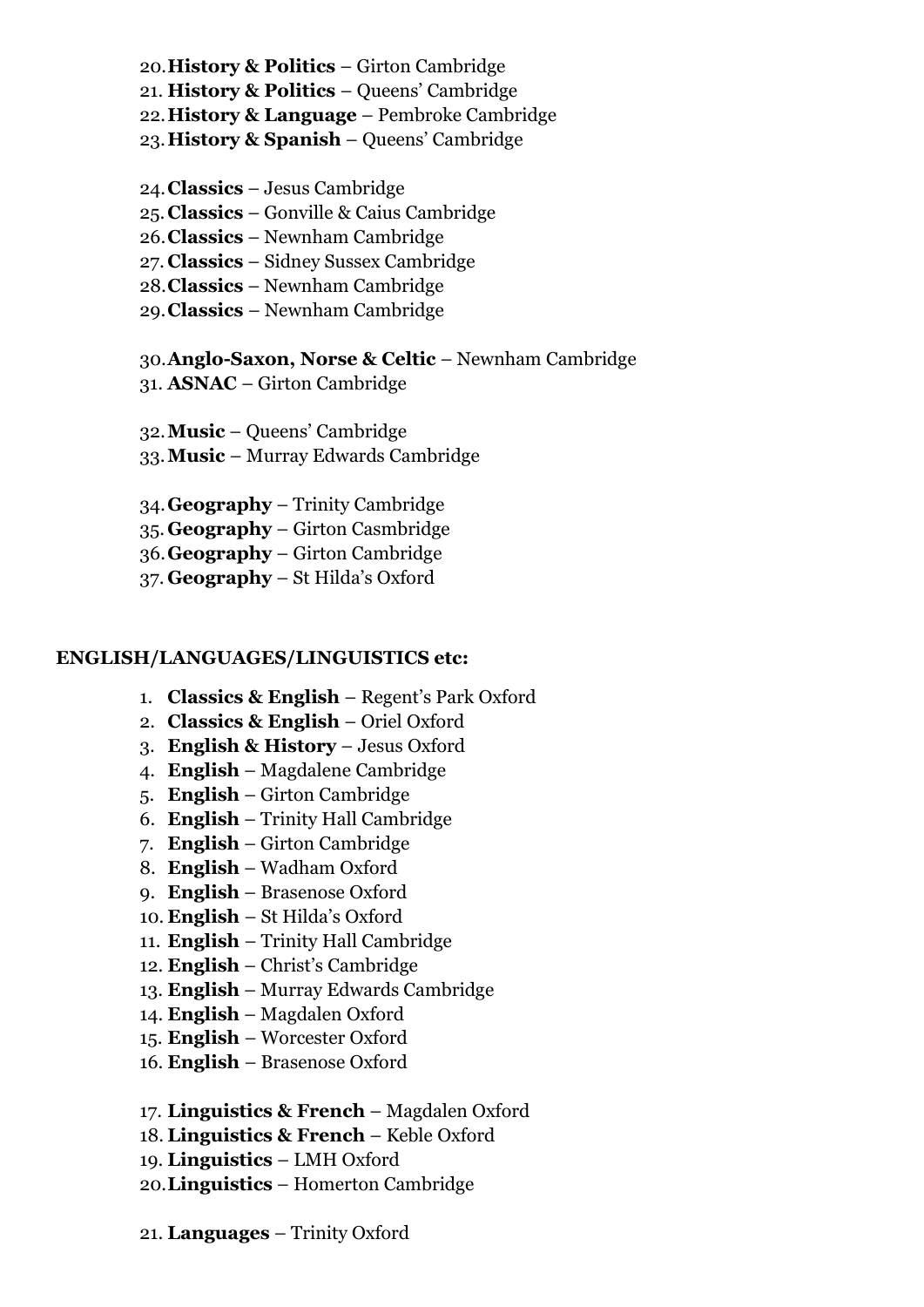20. **History & Politics** – Girton Cambridge
21. **History & Politics** – Queens' Cambridge
22. **History & Language** – Pembroke Cambridge
23. **History & Spanish** – Queens' Cambridge

24. **Classics** – Jesus Cambridge
25. **Classics** – Gonville & Caius Cambridge
26. **Classics** – Newnham Cambridge
27. **Classics** – Sidney Sussex Cambridge
28. **Classics** – Newnham Cambridge
29. **Classics** – Newnham Cambridge

30. **Anglo-Saxon, Norse & Celtic** – Newnham Cambridge
31. **ASNAC** – Girton Cambridge

32. **Music** – Queens' Cambridge
33. **Music** – Murray Edwards Cambridge

34. **Geography** – Trinity Cambridge
35. **Geography** – Girton Casmbridge
36. **Geography** – Girton Cambridge
37. **Geography** – St Hilda's Oxford

**ENGLISH/LANGUAGES/LINGUISTICS etc:**

1. **Classics & English** – Regent's Park Oxford
2. **Classics & English** – Oriel Oxford
3. **English & History** – Jesus Oxford
4. **English** – Magdalene Cambridge
5. **English** – Girton Cambridge
6. **English** – Trinity Hall Cambridge
7. **English** – Girton Cambridge
8. **English** – Wadham Oxford
9. **English** – Brasenose Oxford
10. **English** – St Hilda's Oxford
11. **English** – Trinity Hall Cambridge
12. **English** – Christ's Cambridge
13. **English** – Murray Edwards Cambridge
14. **English** – Magdalen Oxford
15. **English** – Worcester Oxford
16. **English** – Brasenose Oxford

17. **Linguistics & French** – Magdalen Oxford
18. **Linguistics & French** – Keble Oxford
19. **Linguistics** – LMH Oxford
20. **Linguistics** – Homerton Cambridge

21. **Languages** – Trinity Oxford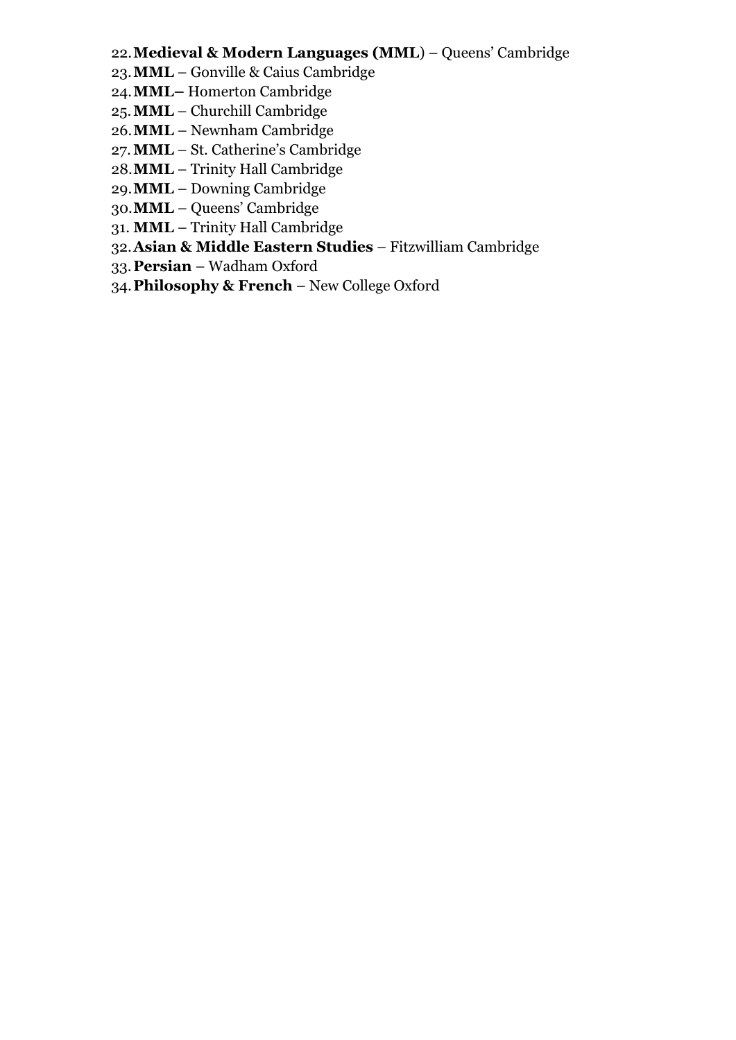22. **Medieval & Modern Languages (MML**) – Queens' Cambridge
23. **MML** – Gonville & Caius Cambridge
24. **MML–** Homerton Cambridge
25. **MML** – Churchill Cambridge
26. **MML** – Newnham Cambridge
27. **MML** – St. Catherine's Cambridge
28. **MML** – Trinity Hall Cambridge
29. **MML** – Downing Cambridge
30. **MML** – Queens' Cambridge
31. **MML** – Trinity Hall Cambridge
32. **Asian & Middle Eastern Studies** – Fitzwilliam Cambridge
33. **Persian** – Wadham Oxford
34. **Philosophy & French** – New College Oxford